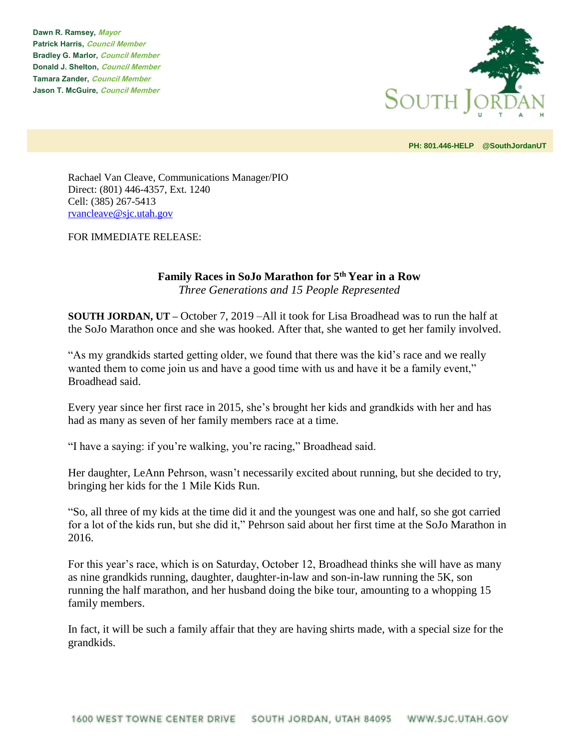**Dawn R. Ramsey,** ***Mayor***
**Patrick Harris,** ***Council Member***
**Bradley G. Marlor,** ***Council Member***
**Donald J. Shelton,** ***Council Member***
**Tamara Zander,** ***Council Member***
**Jason T. McGuire,** ***Council Member***

SOUTH JORDAN
UTAH

**PH: 801.446-HELP @SouthJordanUT**

Rachael Van Cleave, Communications Manager/PIO
Direct: (801) 446-4357, Ext. 1240
Cell: (385) 267-5413
rvancleave@sjc.utah.gov

FOR IMMEDIATE RELEASE:

**Family Races in SoJo Marathon for 5th Year in a Row**
*Three Generations and 15 People Represented*

**SOUTH JORDAN, UT –** October 7, 2019 –All it took for Lisa Broadhead was to run the half at the SoJo Marathon once and she was hooked. After that, she wanted to get her family involved.

"As my grandkids started getting older, we found that there was the kid's race and we really wanted them to come join us and have a good time with us and have it be a family event," Broadhead said.

Every year since her first race in 2015, she's brought her kids and grandkids with her and has had as many as seven of her family members race at a time.

"I have a saying: if you're walking, you're racing," Broadhead said.

Her daughter, LeAnn Pehrson, wasn't necessarily excited about running, but she decided to try, bringing her kids for the 1 Mile Kids Run.

"So, all three of my kids at the time did it and the youngest was one and half, so she got carried for a lot of the kids run, but she did it," Pehrson said about her first time at the SoJo Marathon in 2016.

For this year's race, which is on Saturday, October 12, Broadhead thinks she will have as many as nine grandkids running, daughter, daughter-in-law and son-in-law running the 5K, son running the half marathon, and her husband doing the bike tour, amounting to a whopping 15 family members.

In fact, it will be such a family affair that they are having shirts made, with a special size for the grandkids.

1600 WEST TOWNE CENTER DRIVE SOUTH JORDAN, UTAH 84095 WWW.SJC.UTAH.GOV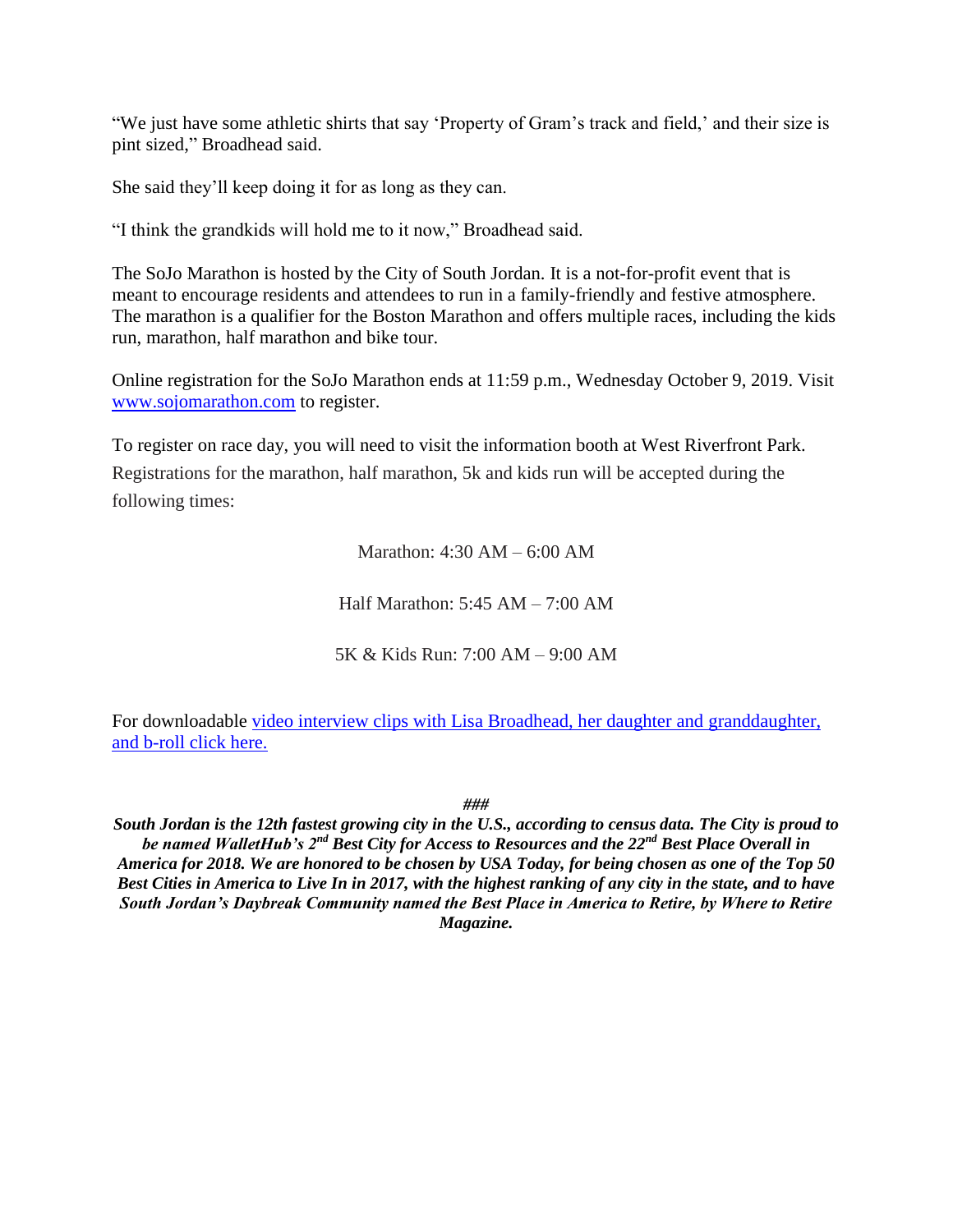"We just have some athletic shirts that say 'Property of Gram's track and field,' and their size is pint sized," Broadhead said.

She said they'll keep doing it for as long as they can.

"I think the grandkids will hold me to it now," Broadhead said.

The SoJo Marathon is hosted by the City of South Jordan. It is a not-for-profit event that is meant to encourage residents and attendees to run in a family-friendly and festive atmosphere. The marathon is a qualifier for the Boston Marathon and offers multiple races, including the kids run, marathon, half marathon and bike tour.

Online registration for the SoJo Marathon ends at 11:59 p.m., Wednesday October 9, 2019. Visit [www.sojomarathon.com](http://www.sojomarathon.com) to register.

To register on race day, you will need to visit the information booth at West Riverfront Park. Registrations for the marathon, half marathon, 5k and kids run will be accepted during the following times:

Marathon: 4:30 AM – 6:00 AM

Half Marathon: 5:45 AM – 7:00 AM

5K & Kids Run: 7:00 AM – 9:00 AM

For downloadable video interview clips with Lisa Broadhead, her daughter and granddaughter, and b-roll click here.

***###***

***South Jordan is the 12th fastest growing city in the U.S., according to census data. The City is proud to be named WalletHub's 2nd Best City for Access to Resources and the 22nd Best Place Overall in America for 2018. We are honored to be chosen by USA Today, for being chosen as one of the Top 50 Best Cities in America to Live In in 2017, with the highest ranking of any city in the state, and to have South Jordan's Daybreak Community named the Best Place in America to Retire, by Where to Retire Magazine.***